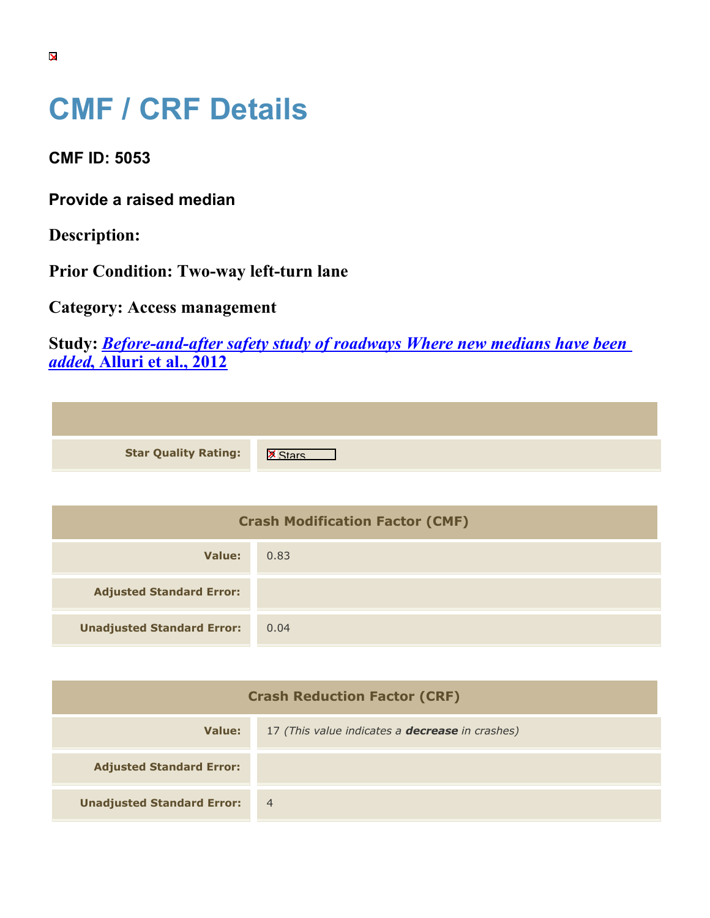# CMF / CRF Details

## CMF ID: 5053

### Provide a raised median

**Description:**

**Prior Condition: Two-way left-turn lane**

**Category: Access management**

**Study:** ***Before-and-after safety study of roadways Where new medians have been added*, Alluri et al., 2012**

| | |
|---|---|
| **Star Quality Rating:** | Stars |

| Crash Modification Factor (CMF) | |
|---|---|
| **Value:** | 0.83 |
| **Adjusted Standard Error:** | |
| **Unadjusted Standard Error:** | 0.04 |

| Crash Reduction Factor (CRF) | |
|---|---|
| **Value:** | 17 *(This value indicates a **decrease** in crashes)* |
| **Adjusted Standard Error:** | |
| **Unadjusted Standard Error:** | 4 |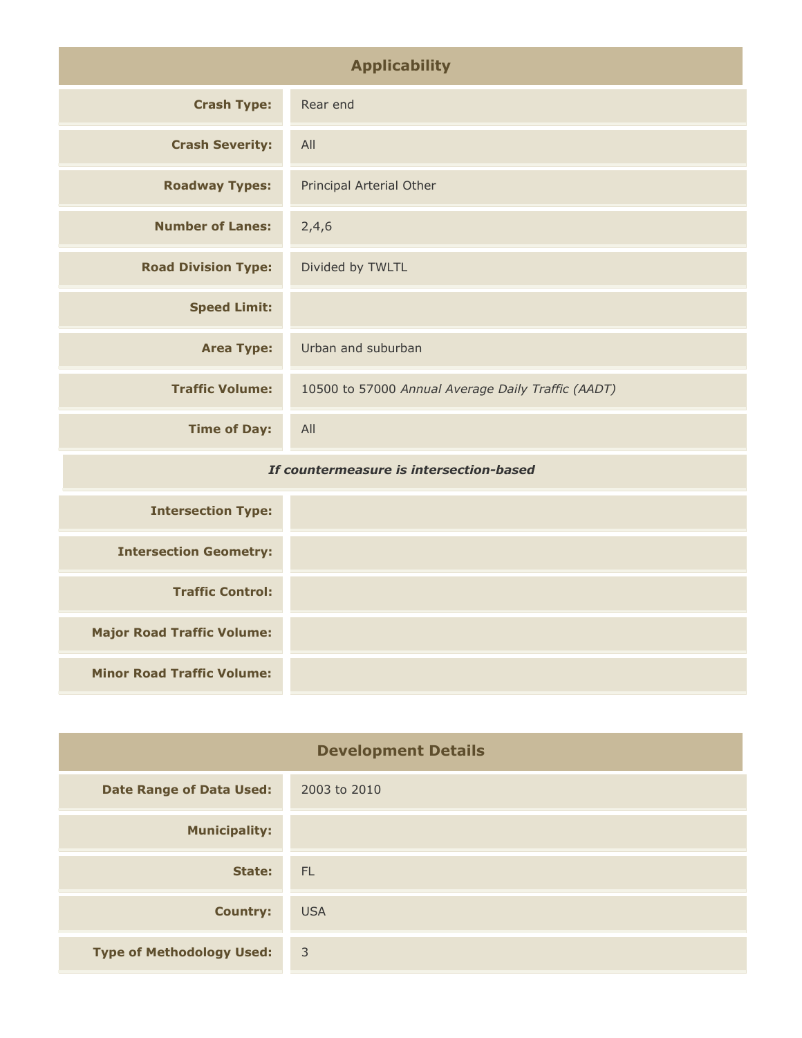## Applicability

| | |
|---|---|
| **Crash Type:** | Rear end |
| **Crash Severity:** | All |
| **Roadway Types:** | Principal Arterial Other |
| **Number of Lanes:** | 2,4,6 |
| **Road Division Type:** | Divided by TWLTL |
| **Speed Limit:** | |
| **Area Type:** | Urban and suburban |
| **Traffic Volume:** | 10500 to 57000 *Annual Average Daily Traffic (AADT)* |
| **Time of Day:** | All |
| ***If countermeasure is intersection-based*** | |
| **Intersection Type:** | |
| **Intersection Geometry:** | |
| **Traffic Control:** | |
| **Major Road Traffic Volume:** | |
| **Minor Road Traffic Volume:** | |

## Development Details

| | |
|---|---|
| **Date Range of Data Used:** | 2003 to 2010 |
| **Municipality:** | |
| **State:** | FL |
| **Country:** | USA |
| **Type of Methodology Used:** | 3 |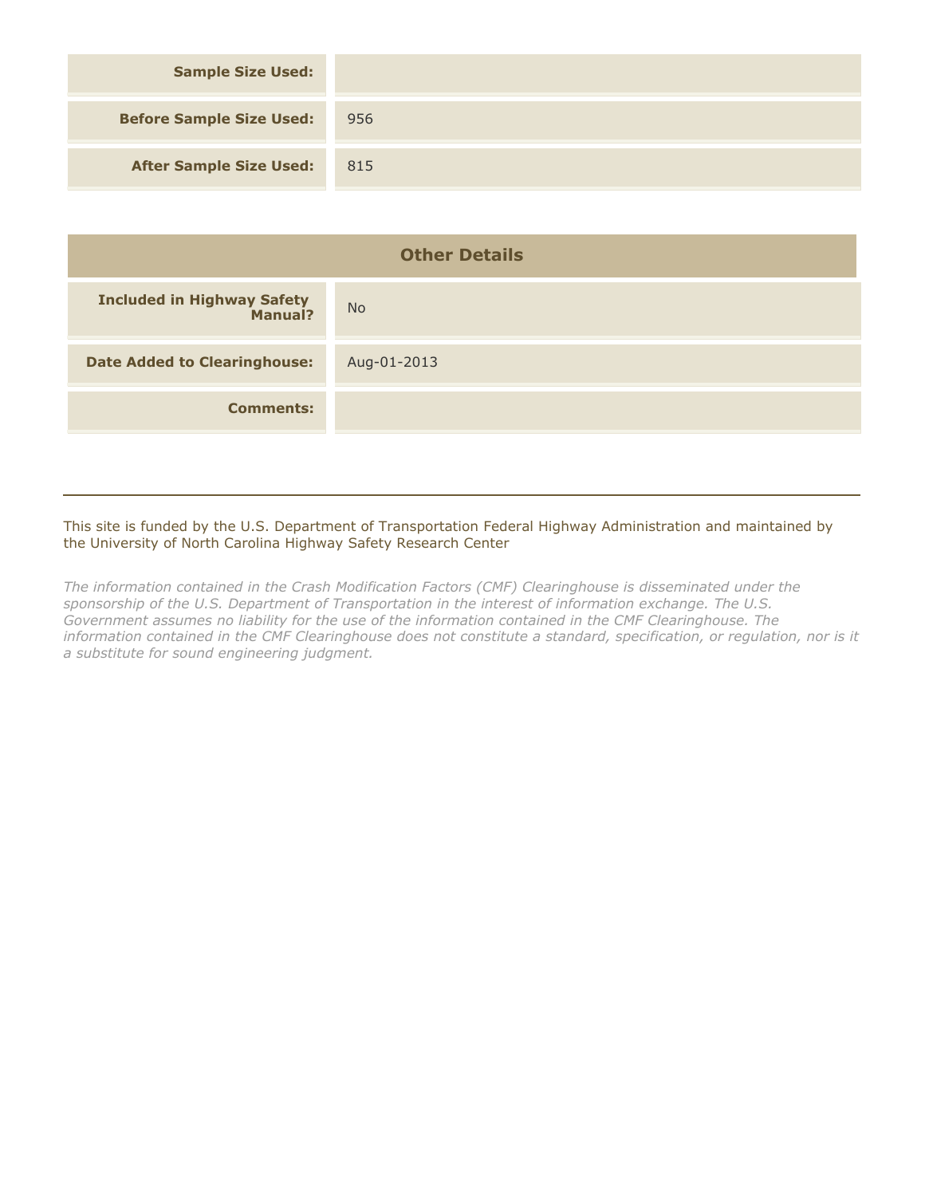| | |
|---|---|
| **Sample Size Used:** | |
| **Before Sample Size Used:** | 956 |
| **After Sample Size Used:** | 815 |

## Other Details

| | |
|---|---|
| **Included in Highway Safety Manual?** | No |
| **Date Added to Clearinghouse:** | Aug-01-2013 |
| **Comments:** | |

---

This site is funded by the U.S. Department of Transportation Federal Highway Administration and maintained by the University of North Carolina Highway Safety Research Center

*The information contained in the Crash Modification Factors (CMF) Clearinghouse is disseminated under the sponsorship of the U.S. Department of Transportation in the interest of information exchange. The U.S. Government assumes no liability for the use of the information contained in the CMF Clearinghouse. The information contained in the CMF Clearinghouse does not constitute a standard, specification, or regulation, nor is it a substitute for sound engineering judgment.*